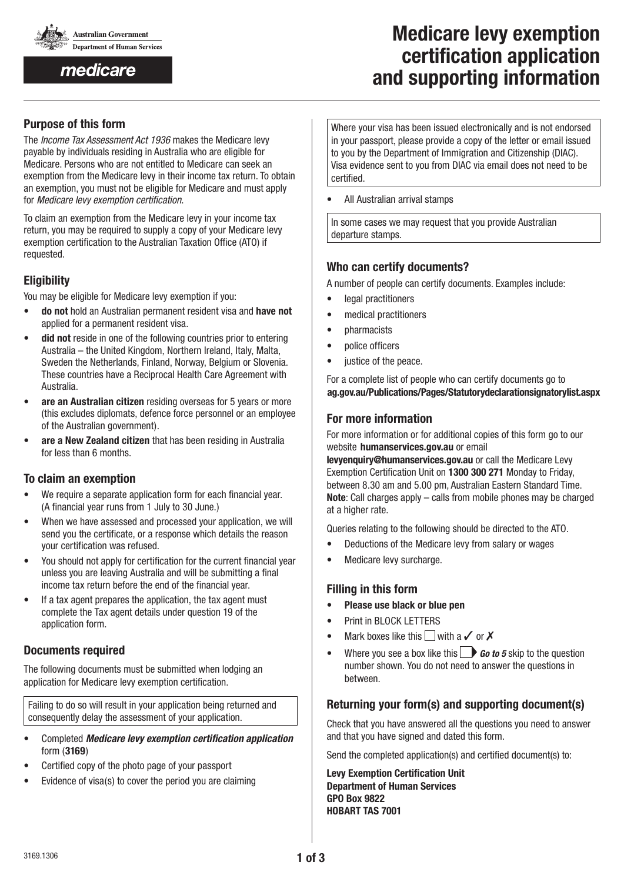Australian Government
Department of Human Services

medicare

# Medicare levy exemption certification application and supporting information

## Purpose of this form

The *Income Tax Assessment Act 1936* makes the Medicare levy payable by individuals residing in Australia who are eligible for Medicare. Persons who are not entitled to Medicare can seek an exemption from the Medicare levy in their income tax return. To obtain an exemption, you must not be eligible for Medicare and must apply for *Medicare levy exemption certification*.

To claim an exemption from the Medicare levy in your income tax return, you may be required to supply a copy of your Medicare levy exemption certification to the Australian Taxation Office (ATO) if requested.

## Eligibility

You may be eligible for Medicare levy exemption if you:

- **do not** hold an Australian permanent resident visa and **have not** applied for a permanent resident visa.
- **did not** reside in one of the following countries prior to entering Australia – the United Kingdom, Northern Ireland, Italy, Malta, Sweden the Netherlands, Finland, Norway, Belgium or Slovenia. These countries have a Reciprocal Health Care Agreement with Australia.
- **are an Australian citizen** residing overseas for 5 years or more (this excludes diplomats, defence force personnel or an employee of the Australian government).
- **are a New Zealand citizen** that has been residing in Australia for less than 6 months.

## To claim an exemption

- We require a separate application form for each financial year. (A financial year runs from 1 July to 30 June.)
- When we have assessed and processed your application, we will send you the certificate, or a response which details the reason your certification was refused.
- You should not apply for certification for the current financial year unless you are leaving Australia and will be submitting a final income tax return before the end of the financial year.
- If a tax agent prepares the application, the tax agent must complete the Tax agent details under question 19 of the application form.

## Documents required

The following documents must be submitted when lodging an application for Medicare levy exemption certification.

Failing to do so will result in your application being returned and consequently delay the assessment of your application.

- Completed ***Medicare levy exemption certification application*** form (**3169**)
- Certified copy of the photo page of your passport
- Evidence of visa(s) to cover the period you are claiming

Where your visa has been issued electronically and is not endorsed in your passport, please provide a copy of the letter or email issued to you by the Department of Immigration and Citizenship (DIAC). Visa evidence sent to you from DIAC via email does not need to be certified.

- All Australian arrival stamps

In some cases we may request that you provide Australian departure stamps.

## Who can certify documents?

A number of people can certify documents. Examples include:

- legal practitioners
- medical practitioners
- pharmacists
- police officers
- justice of the peace.

For a complete list of people who can certify documents go to **ag.gov.au/Publications/Pages/Statutorydeclarationsignatorylist.aspx**

## For more information

For more information or for additional copies of this form go to our website **humanservices.gov.au** or email **levyenquiry@humanservices.gov.au** or call the Medicare Levy Exemption Certification Unit on **1300 300 271** Monday to Friday, between 8.30 am and 5.00 pm, Australian Eastern Standard Time. **Note**: Call charges apply – calls from mobile phones may be charged at a higher rate.

Queries relating to the following should be directed to the ATO.

- Deductions of the Medicare levy from salary or wages
- Medicare levy surcharge.

## Filling in this form

- **Please use black or blue pen**
- Print in BLOCK LETTERS
- Mark boxes like this ☐ with a ✓ or ✗
- Where you see a box like this ☐ ***Go to 5*** skip to the question number shown. You do not need to answer the questions in between.

## Returning your form(s) and supporting document(s)

Check that you have answered all the questions you need to answer and that you have signed and dated this form.

Send the completed application(s) and certified document(s) to:

**Levy Exemption Certification Unit**
**Department of Human Services**
**GPO Box 9822**
**HOBART TAS 7001**

3169.1306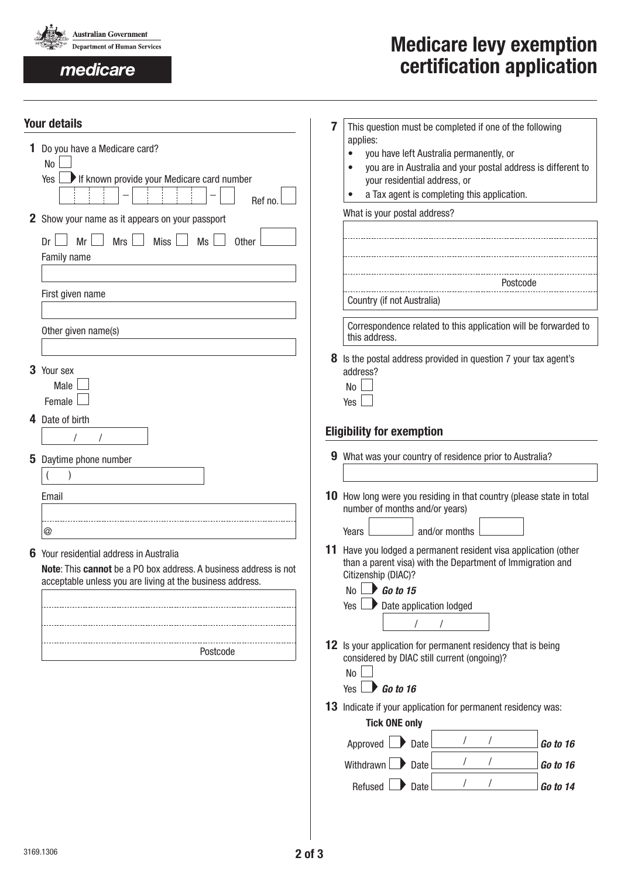Australian Government
Department of Human Services

medicare

# Medicare levy exemption certification application

## Your details

**1** Do you have a Medicare card?

No ☐

Yes ☐ If known provide your Medicare card number

Ref no.

**2** Show your name as it appears on your passport

Dr ☐ Mr ☐ Mrs ☐ Miss ☐ Ms ☐ Other

Family name

First given name

Other given name(s)

**3** Your sex

Male ☐

Female ☐

**4** Date of birth

/ /

**5** Daytime phone number

( )

Email

@

**6** Your residential address in Australia

**Note**: This **cannot** be a PO box address. A business address is not acceptable unless you are living at the business address.

Postcode

**7** This question must be completed if one of the following applies:

- you have left Australia permanently, or
- you are in Australia and your postal address is different to your residential address, or
- a Tax agent is completing this application.

What is your postal address?

Postcode

Country (if not Australia)

Correspondence related to this application will be forwarded to this address.

**8** Is the postal address provided in question 7 your tax agent's address?

No ☐

Yes ☐

## Eligibility for exemption

**9** What was your country of residence prior to Australia?

**10** How long were you residing in that country (please state in total number of months and/or years)

Years and/or months

**11** Have you lodged a permanent resident visa application (other than a parent visa) with the Department of Immigration and Citizenship (DIAC)?

No ☐ ***Go to 15***

Yes ☐ Date application lodged / /

**12** Is your application for permanent residency that is being considered by DIAC still current (ongoing)?

No ☐

Yes ☐ ***Go to 16***

**13** Indicate if your application for permanent residency was:

**Tick ONE only**

Approved ☐ Date / / ***Go to 16***

Withdrawn ☐ Date / / ***Go to 16***

Refused ☐ Date / / ***Go to 14***

3169.1306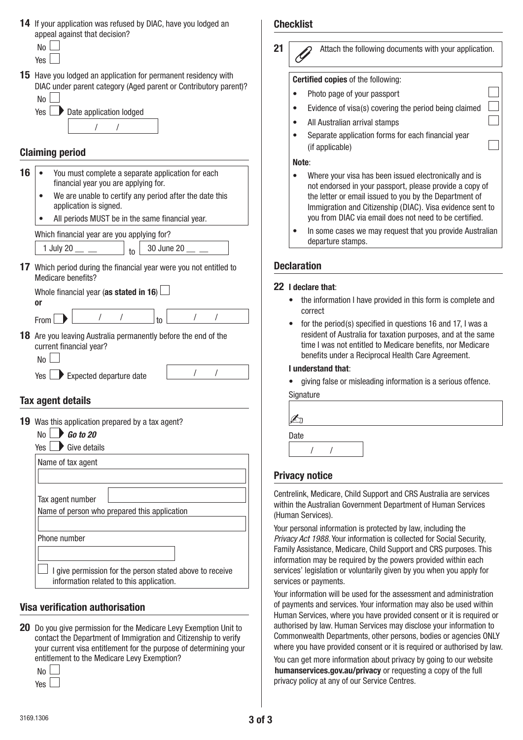**14** If your application was refused by DIAC, have you lodged an appeal against that decision?

No ☐
Yes ☐

**15** Have you lodged an application for permanent residency with DIAC under parent category (Aged parent or Contributory parent)?

No ☐
Yes ☐ ▶ Date application lodged  / /

## Claiming period

**16**

- You must complete a separate application for each financial year you are applying for.
- We are unable to certify any period after the date this application is signed.
- All periods MUST be in the same financial year.

Which financial year are you applying for?

1 July 20 __ __ to 30 June 20 __ __

**17** Which period during the financial year were you not entitled to Medicare benefits?

Whole financial year (**as stated in 16**) ☐
**or**
From ☐ ▶ / / to / /

**18** Are you leaving Australia permanently before the end of the current financial year?

No ☐
Yes ☐ ▶ Expected departure date  / /

## Tax agent details

**19** Was this application prepared by a tax agent?

No ☐ ▶ ***Go to 20***
Yes ☐ ▶ Give details

Name of tax agent

Tax agent number

Name of person who prepared this application

Phone number

☐ I give permission for the person stated above to receive information related to this application.

## Visa verification authorisation

**20** Do you give permission for the Medicare Levy Exemption Unit to contact the Department of Immigration and Citizenship to verify your current visa entitlement for the purpose of determining your entitlement to the Medicare Levy Exemption?

No ☐
Yes ☐

## Checklist

**21** Attach the following documents with your application.

**Certified copies** of the following:

- Photo page of your passport ☐
- Evidence of visa(s) covering the period being claimed ☐
- All Australian arrival stamps ☐
- Separate application forms for each financial year (if applicable) ☐

**Note**:

- Where your visa has been issued electronically and is not endorsed in your passport, please provide a copy of the letter or email issued to you by the Department of Immigration and Citizenship (DIAC). Visa evidence sent to you from DIAC via email does not need to be certified.
- In some cases we may request that you provide Australian departure stamps.

## Declaration

**22 I declare that**:

- the information I have provided in this form is complete and correct
- for the period(s) specified in questions 16 and 17, I was a resident of Australia for taxation purposes, and at the same time I was not entitled to Medicare benefits, nor Medicare benefits under a Reciprocal Health Care Agreement.

**I understand that**:

- giving false or misleading information is a serious offence.

Signature

Date
/ /

## Privacy notice

Centrelink, Medicare, Child Support and CRS Australia are services within the Australian Government Department of Human Services (Human Services).

Your personal information is protected by law, including the *Privacy Act 1988*. Your information is collected for Social Security, Family Assistance, Medicare, Child Support and CRS purposes. This information may be required by the powers provided within each services' legislation or voluntarily given by you when you apply for services or payments.

Your information will be used for the assessment and administration of payments and services. Your information may also be used within Human Services, where you have provided consent or it is required or authorised by law. Human Services may disclose your information to Commonwealth Departments, other persons, bodies or agencies ONLY where you have provided consent or it is required or authorised by law.

You can get more information about privacy by going to our website **humanservices.gov.au/privacy** or requesting a copy of the full privacy policy at any of our Service Centres.

3169.1306